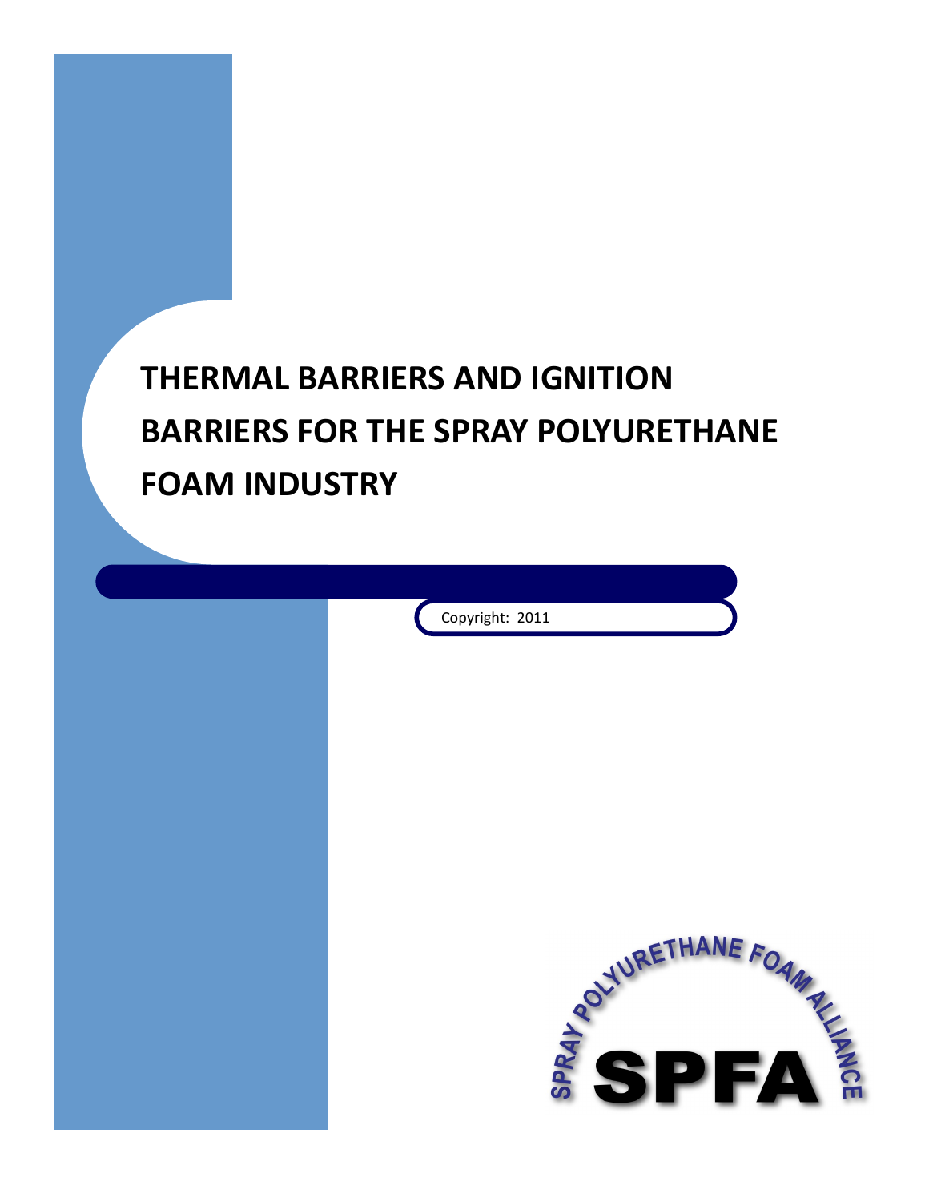# THERMAL BARRIERS AND IGNITION BARRIERS FOR THE SPRAY POLYURETHANE FOAM INDUSTRY

Copyright: 2011

SPRAY POLYURETHANE FOAM ALLIANCE

SPFA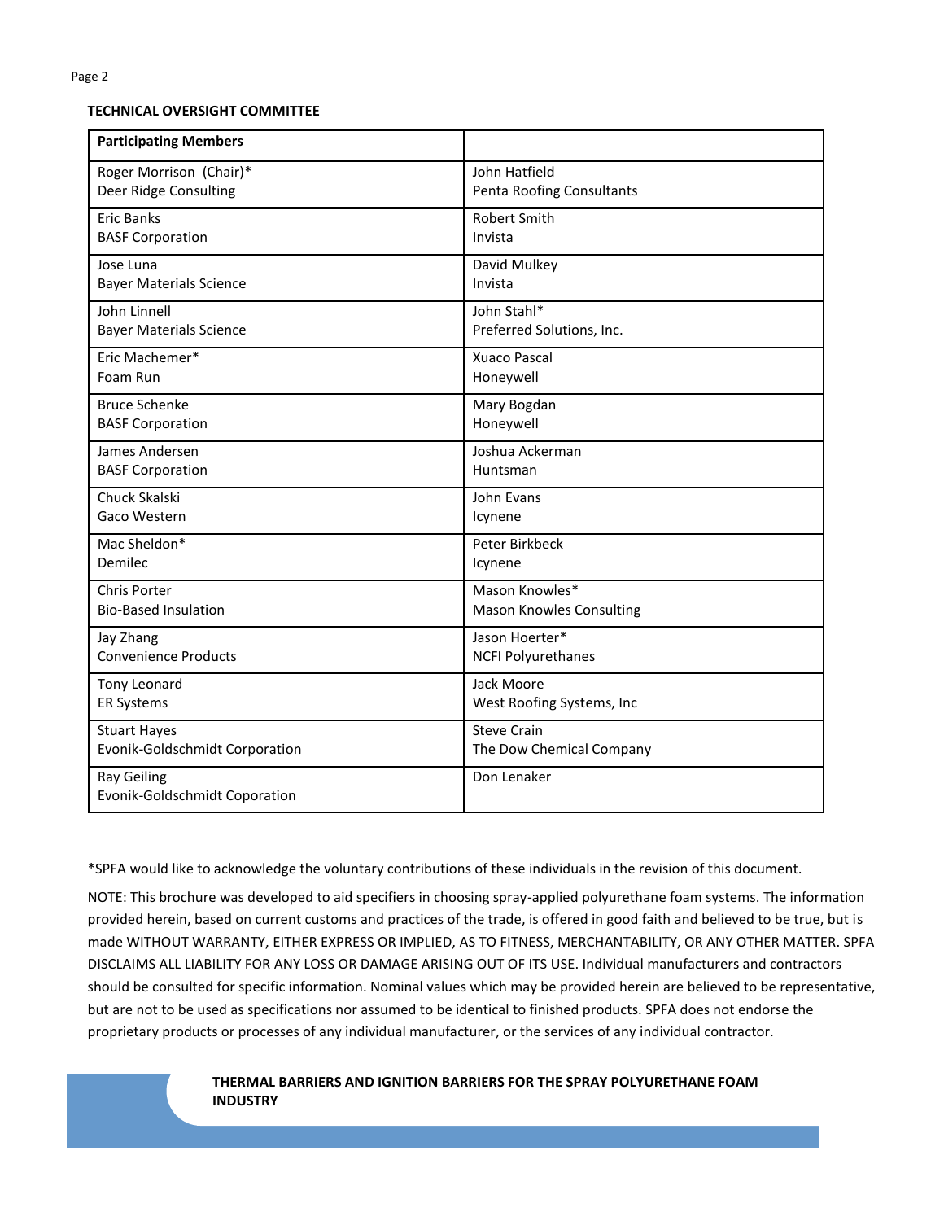**TECHNICAL OVERSIGHT COMMITTEE**

| Participating Members | |
|---|---|
| Roger Morrison (Chair)*<br>Deer Ridge Consulting | John Hatfield<br>Penta Roofing Consultants |
| Eric Banks<br>BASF Corporation | Robert Smith<br>Invista |
| Jose Luna<br>Bayer Materials Science | David Mulkey<br>Invista |
| John Linnell<br>Bayer Materials Science | John Stahl*<br>Preferred Solutions, Inc. |
| Eric Machemer*<br>Foam Run | Xuaco Pascal<br>Honeywell |
| Bruce Schenke<br>BASF Corporation | Mary Bogdan<br>Honeywell |
| James Andersen<br>BASF Corporation | Joshua Ackerman<br>Huntsman |
| Chuck Skalski<br>Gaco Western | John Evans<br>Icynene |
| Mac Sheldon*<br>Demilec | Peter Birkbeck<br>Icynene |
| Chris Porter<br>Bio-Based Insulation | Mason Knowles*<br>Mason Knowles Consulting |
| Jay Zhang<br>Convenience Products | Jason Hoerter*<br>NCFI Polyurethanes |
| Tony Leonard<br>ER Systems | Jack Moore<br>West Roofing Systems, Inc |
| Stuart Hayes<br>Evonik-Goldschmidt Corporation | Steve Crain<br>The Dow Chemical Company |
| Ray Geiling<br>Evonik-Goldschmidt Coporation | Don Lenaker |

*SPFA would like to acknowledge the voluntary contributions of these individuals in the revision of this document.

NOTE: This brochure was developed to aid specifiers in choosing spray-applied polyurethane foam systems. The information provided herein, based on current customs and practices of the trade, is offered in good faith and believed to be true, but is made WITHOUT WARRANTY, EITHER EXPRESS OR IMPLIED, AS TO FITNESS, MERCHANTABILITY, OR ANY OTHER MATTER. SPFA DISCLAIMS ALL LIABILITY FOR ANY LOSS OR DAMAGE ARISING OUT OF ITS USE. Individual manufacturers and contractors should be consulted for specific information. Nominal values which may be provided herein are believed to be representative, but are not to be used as specifications nor assumed to be identical to finished products. SPFA does not endorse the proprietary products or processes of any individual manufacturer, or the services of any individual contractor.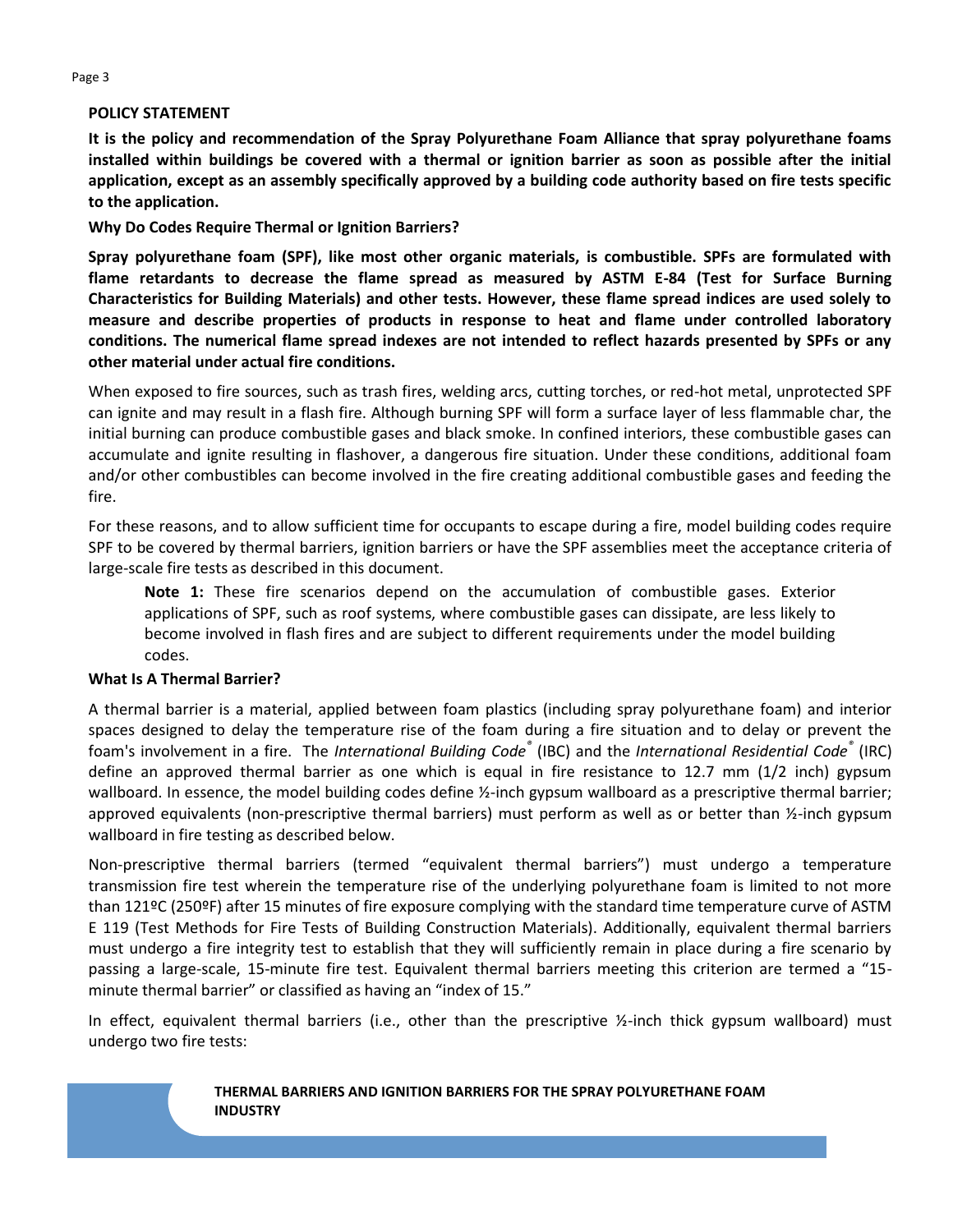**POLICY STATEMENT**

**It is the policy and recommendation of the Spray Polyurethane Foam Alliance that spray polyurethane foams installed within buildings be covered with a thermal or ignition barrier as soon as possible after the initial application, except as an assembly specifically approved by a building code authority based on fire tests specific to the application.**

**Why Do Codes Require Thermal or Ignition Barriers?**

**Spray polyurethane foam (SPF), like most other organic materials, is combustible. SPFs are formulated with flame retardants to decrease the flame spread as measured by ASTM E-84 (Test for Surface Burning Characteristics for Building Materials) and other tests. However, these flame spread indices are used solely to measure and describe properties of products in response to heat and flame under controlled laboratory conditions. The numerical flame spread indexes are not intended to reflect hazards presented by SPFs or any other material under actual fire conditions.**

When exposed to fire sources, such as trash fires, welding arcs, cutting torches, or red-hot metal, unprotected SPF can ignite and may result in a flash fire. Although burning SPF will form a surface layer of less flammable char, the initial burning can produce combustible gases and black smoke. In confined interiors, these combustible gases can accumulate and ignite resulting in flashover, a dangerous fire situation. Under these conditions, additional foam and/or other combustibles can become involved in the fire creating additional combustible gases and feeding the fire.

For these reasons, and to allow sufficient time for occupants to escape during a fire, model building codes require SPF to be covered by thermal barriers, ignition barriers or have the SPF assemblies meet the acceptance criteria of large-scale fire tests as described in this document.

> **Note 1:** These fire scenarios depend on the accumulation of combustible gases. Exterior applications of SPF, such as roof systems, where combustible gases can dissipate, are less likely to become involved in flash fires and are subject to different requirements under the model building codes.

**What Is A Thermal Barrier?**

A thermal barrier is a material, applied between foam plastics (including spray polyurethane foam) and interior spaces designed to delay the temperature rise of the foam during a fire situation and to delay or prevent the foam's involvement in a fire. The *International Building Code®* (IBC) and the *International Residential Code®* (IRC) define an approved thermal barrier as one which is equal in fire resistance to 12.7 mm (1/2 inch) gypsum wallboard. In essence, the model building codes define ½-inch gypsum wallboard as a prescriptive thermal barrier; approved equivalents (non-prescriptive thermal barriers) must perform as well as or better than ½-inch gypsum wallboard in fire testing as described below.

Non-prescriptive thermal barriers (termed "equivalent thermal barriers") must undergo a temperature transmission fire test wherein the temperature rise of the underlying polyurethane foam is limited to not more than 121ºC (250ºF) after 15 minutes of fire exposure complying with the standard time temperature curve of ASTM E 119 (Test Methods for Fire Tests of Building Construction Materials). Additionally, equivalent thermal barriers must undergo a fire integrity test to establish that they will sufficiently remain in place during a fire scenario by passing a large-scale, 15-minute fire test. Equivalent thermal barriers meeting this criterion are termed a "15-minute thermal barrier" or classified as having an "index of 15."

In effect, equivalent thermal barriers (i.e., other than the prescriptive ½-inch thick gypsum wallboard) must undergo two fire tests: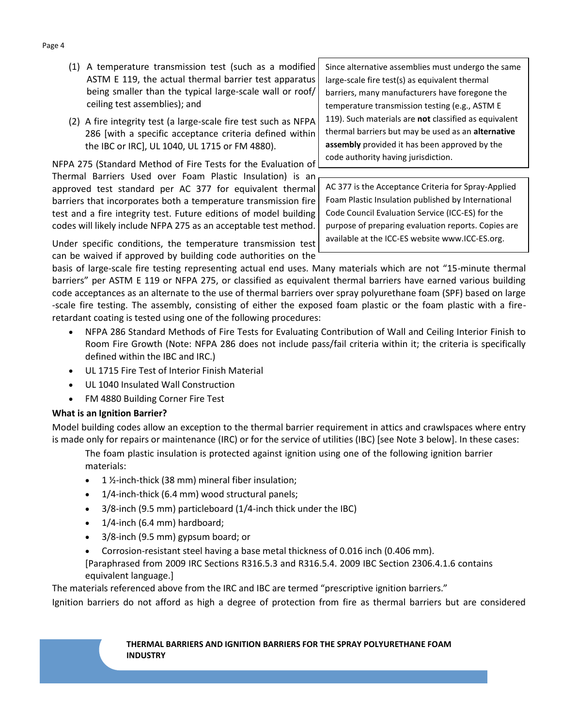(1) A temperature transmission test (such as a modified ASTM E 119, the actual thermal barrier test apparatus being smaller than the typical large-scale wall or roof/ ceiling test assemblies); and

(2) A fire integrity test (a large-scale fire test such as NFPA 286 [with a specific acceptance criteria defined within the IBC or IRC], UL 1040, UL 1715 or FM 4880).

NFPA 275 (Standard Method of Fire Tests for the Evaluation of Thermal Barriers Used over Foam Plastic Insulation) is an approved test standard per AC 377 for equivalent thermal barriers that incorporates both a temperature transmission fire test and a fire integrity test. Future editions of model building codes will likely include NFPA 275 as an acceptable test method.

Under specific conditions, the temperature transmission test can be waived if approved by building code authorities on the basis of large-scale fire testing representing actual end uses. Many materials which are not "15-minute thermal barriers" per ASTM E 119 or NFPA 275, or classified as equivalent thermal barriers have earned various building code acceptances as an alternate to the use of thermal barriers over spray polyurethane foam (SPF) based on large -scale fire testing. The assembly, consisting of either the exposed foam plastic or the foam plastic with a fire-retardant coating is tested using one of the following procedures:

> Since alternative assemblies must undergo the same large-scale fire test(s) as equivalent thermal barriers, many manufacturers have foregone the temperature transmission testing (e.g., ASTM E 119). Such materials are **not** classified as equivalent thermal barriers but may be used as an **alternative assembly** provided it has been approved by the code authority having jurisdiction.

> AC 377 is the Acceptance Criteria for Spray-Applied Foam Plastic Insulation published by International Code Council Evaluation Service (ICC-ES) for the purpose of preparing evaluation reports. Copies are available at the ICC-ES website www.ICC-ES.org.

- NFPA 286 Standard Methods of Fire Tests for Evaluating Contribution of Wall and Ceiling Interior Finish to Room Fire Growth (Note: NFPA 286 does not include pass/fail criteria within it; the criteria is specifically defined within the IBC and IRC.)
- UL 1715 Fire Test of Interior Finish Material
- UL 1040 Insulated Wall Construction
- FM 4880 Building Corner Fire Test

**What is an Ignition Barrier?**

Model building codes allow an exception to the thermal barrier requirement in attics and crawlspaces where entry is made only for repairs or maintenance (IRC) or for the service of utilities (IBC) [see Note 3 below]. In these cases:

The foam plastic insulation is protected against ignition using one of the following ignition barrier materials:

- 1 ½-inch-thick (38 mm) mineral fiber insulation;
- 1/4-inch-thick (6.4 mm) wood structural panels;
- 3/8-inch (9.5 mm) particleboard (1/4-inch thick under the IBC)
- 1/4-inch (6.4 mm) hardboard;
- 3/8-inch (9.5 mm) gypsum board; or
- Corrosion-resistant steel having a base metal thickness of 0.016 inch (0.406 mm).

[Paraphrased from 2009 IRC Sections R316.5.3 and R316.5.4. 2009 IBC Section 2306.4.1.6 contains equivalent language.]

The materials referenced above from the IRC and IBC are termed "prescriptive ignition barriers."

Ignition barriers do not afford as high a degree of protection from fire as thermal barriers but are considered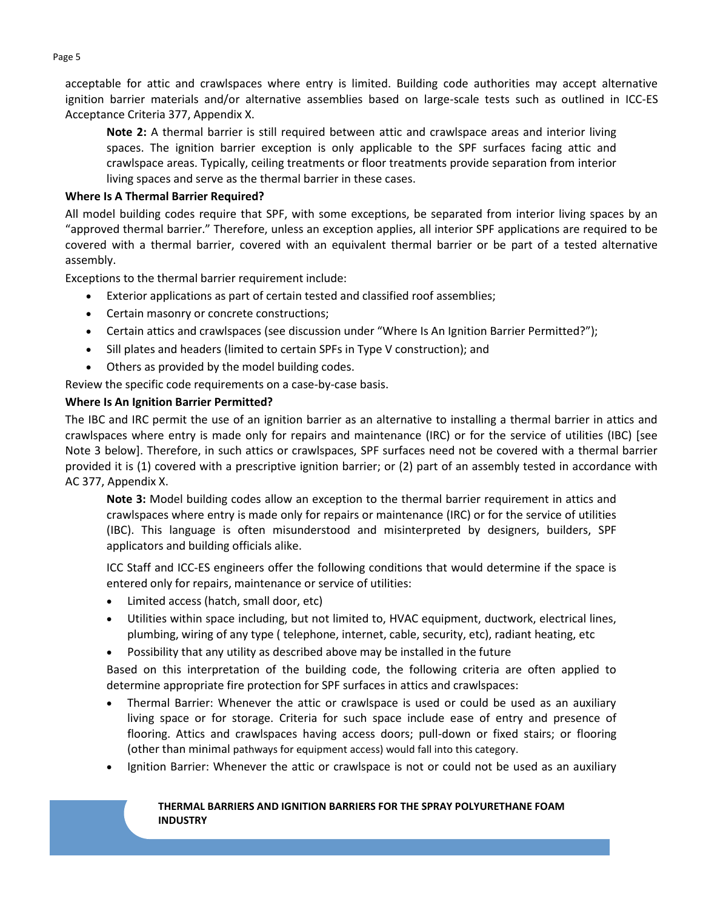acceptable for attic and crawlspaces where entry is limited. Building code authorities may accept alternative ignition barrier materials and/or alternative assemblies based on large-scale tests such as outlined in ICC-ES Acceptance Criteria 377, Appendix X.

> **Note 2:** A thermal barrier is still required between attic and crawlspace areas and interior living spaces. The ignition barrier exception is only applicable to the SPF surfaces facing attic and crawlspace areas. Typically, ceiling treatments or floor treatments provide separation from interior living spaces and serve as the thermal barrier in these cases.

**Where Is A Thermal Barrier Required?**

All model building codes require that SPF, with some exceptions, be separated from interior living spaces by an "approved thermal barrier." Therefore, unless an exception applies, all interior SPF applications are required to be covered with a thermal barrier, covered with an equivalent thermal barrier or be part of a tested alternative assembly.

Exceptions to the thermal barrier requirement include:

- Exterior applications as part of certain tested and classified roof assemblies;
- Certain masonry or concrete constructions;
- Certain attics and crawlspaces (see discussion under "Where Is An Ignition Barrier Permitted?");
- Sill plates and headers (limited to certain SPFs in Type V construction); and
- Others as provided by the model building codes.

Review the specific code requirements on a case-by-case basis.

**Where Is An Ignition Barrier Permitted?**

The IBC and IRC permit the use of an ignition barrier as an alternative to installing a thermal barrier in attics and crawlspaces where entry is made only for repairs and maintenance (IRC) or for the service of utilities (IBC) [see Note 3 below]. Therefore, in such attics or crawlspaces, SPF surfaces need not be covered with a thermal barrier provided it is (1) covered with a prescriptive ignition barrier; or (2) part of an assembly tested in accordance with AC 377, Appendix X.

> **Note 3:** Model building codes allow an exception to the thermal barrier requirement in attics and crawlspaces where entry is made only for repairs or maintenance (IRC) or for the service of utilities (IBC). This language is often misunderstood and misinterpreted by designers, builders, SPF applicators and building officials alike.
>
> ICC Staff and ICC-ES engineers offer the following conditions that would determine if the space is entered only for repairs, maintenance or service of utilities:
>
> - Limited access (hatch, small door, etc)
> - Utilities within space including, but not limited to, HVAC equipment, ductwork, electrical lines, plumbing, wiring of any type ( telephone, internet, cable, security, etc), radiant heating, etc
> - Possibility that any utility as described above may be installed in the future
>
> Based on this interpretation of the building code, the following criteria are often applied to determine appropriate fire protection for SPF surfaces in attics and crawlspaces:
>
> - Thermal Barrier: Whenever the attic or crawlspace is used or could be used as an auxiliary living space or for storage. Criteria for such space include ease of entry and presence of flooring. Attics and crawlspaces having access doors; pull-down or fixed stairs; or flooring (other than minimal pathways for equipment access) would fall into this category.
> - Ignition Barrier: Whenever the attic or crawlspace is not or could not be used as an auxiliary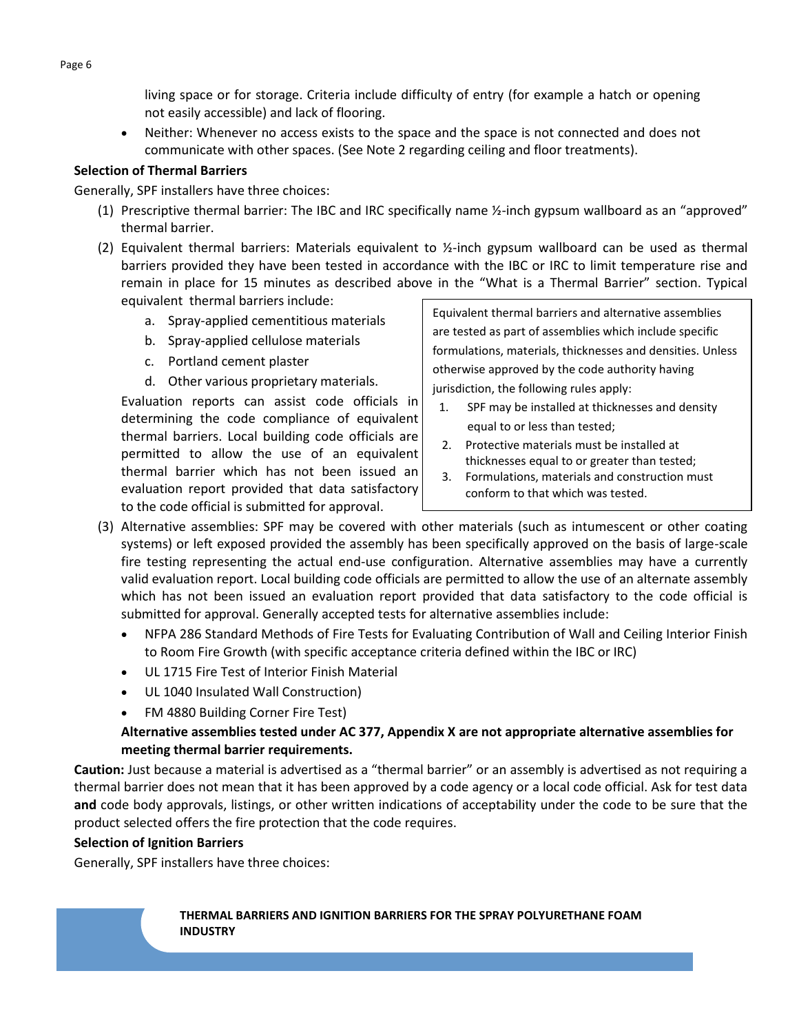living space or for storage. Criteria include difficulty of entry (for example a hatch or opening not easily accessible) and lack of flooring.

- Neither: Whenever no access exists to the space and the space is not connected and does not communicate with other spaces. (See Note 2 regarding ceiling and floor treatments).

**Selection of Thermal Barriers**

Generally, SPF installers have three choices:

(1) Prescriptive thermal barrier: The IBC and IRC specifically name ½-inch gypsum wallboard as an "approved" thermal barrier.

(2) Equivalent thermal barriers: Materials equivalent to ½-inch gypsum wallboard can be used as thermal barriers provided they have been tested in accordance with the IBC or IRC to limit temperature rise and remain in place for 15 minutes as described above in the "What is a Thermal Barrier" section. Typical equivalent thermal barriers include:

   a. Spray-applied cementitious materials
   b. Spray-applied cellulose materials
   c. Portland cement plaster
   d. Other various proprietary materials.

   Evaluation reports can assist code officials in determining the code compliance of equivalent thermal barriers. Local building code officials are permitted to allow the use of an equivalent thermal barrier which has not been issued an evaluation report provided that data satisfactory to the code official is submitted for approval.

> Equivalent thermal barriers and alternative assemblies are tested as part of assemblies which include specific formulations, materials, thicknesses and densities. Unless otherwise approved by the code authority having jurisdiction, the following rules apply:
>
> 1. SPF may be installed at thicknesses and density equal to or less than tested;
> 2. Protective materials must be installed at thicknesses equal to or greater than tested;
> 3. Formulations, materials and construction must conform to that which was tested.

(3) Alternative assemblies: SPF may be covered with other materials (such as intumescent or other coating systems) or left exposed provided the assembly has been specifically approved on the basis of large-scale fire testing representing the actual end-use configuration. Alternative assemblies may have a currently valid evaluation report. Local building code officials are permitted to allow the use of an alternate assembly which has not been issued an evaluation report provided that data satisfactory to the code official is submitted for approval. Generally accepted tests for alternative assemblies include:

   - NFPA 286 Standard Methods of Fire Tests for Evaluating Contribution of Wall and Ceiling Interior Finish to Room Fire Growth (with specific acceptance criteria defined within the IBC or IRC)
   - UL 1715 Fire Test of Interior Finish Material
   - UL 1040 Insulated Wall Construction)
   - FM 4880 Building Corner Fire Test)

   **Alternative assemblies tested under AC 377, Appendix X are not appropriate alternative assemblies for meeting thermal barrier requirements.**

**Caution:** Just because a material is advertised as a "thermal barrier" or an assembly is advertised as not requiring a thermal barrier does not mean that it has been approved by a code agency or a local code official. Ask for test data **and** code body approvals, listings, or other written indications of acceptability under the code to be sure that the product selected offers the fire protection that the code requires.

**Selection of Ignition Barriers**

Generally, SPF installers have three choices: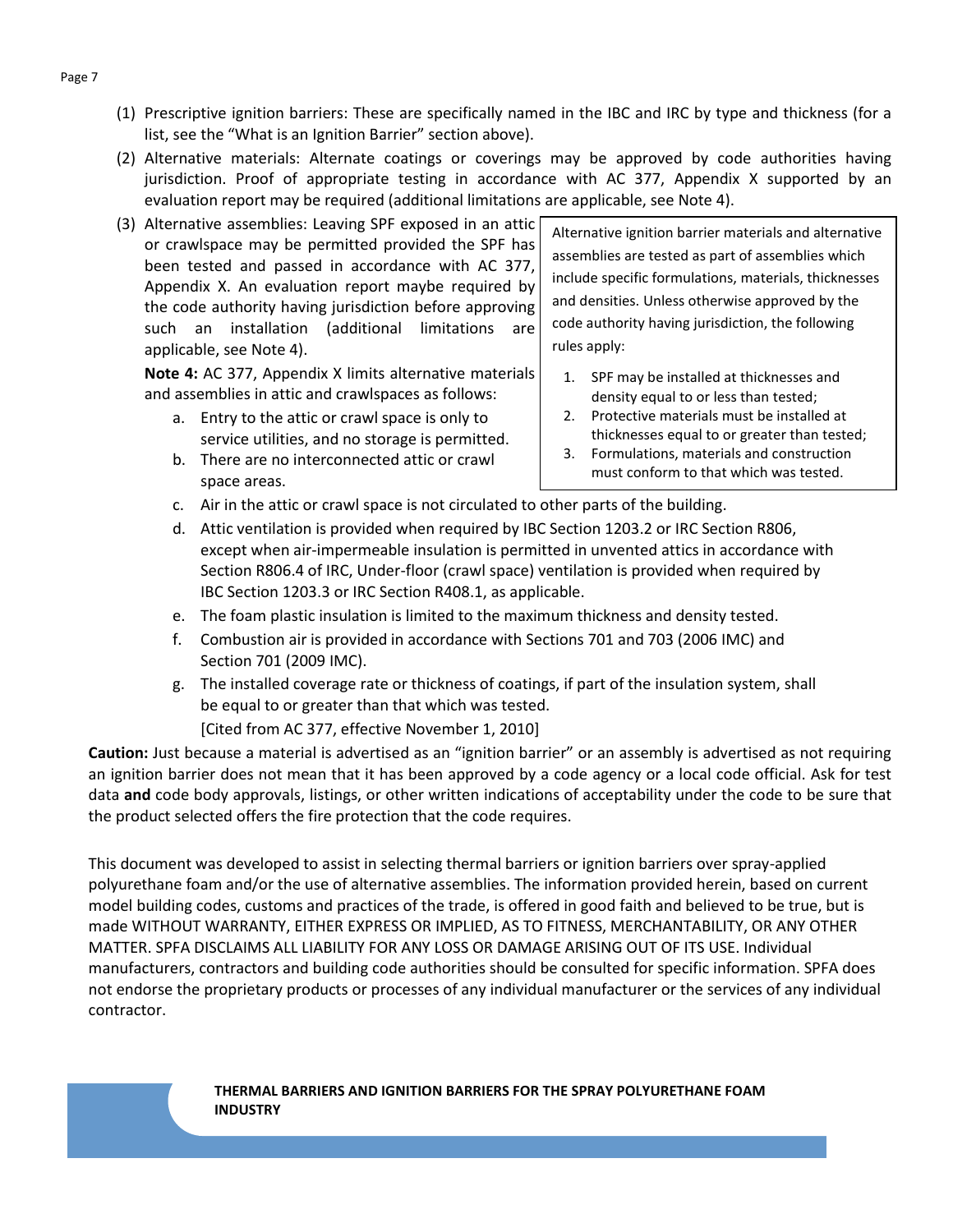(1) Prescriptive ignition barriers: These are specifically named in the IBC and IRC by type and thickness (for a list, see the "What is an Ignition Barrier" section above).

(2) Alternative materials: Alternate coatings or coverings may be approved by code authorities having jurisdiction. Proof of appropriate testing in accordance with AC 377, Appendix X supported by an evaluation report may be required (additional limitations are applicable, see Note 4).

(3) Alternative assemblies: Leaving SPF exposed in an attic or crawlspace may be permitted provided the SPF has been tested and passed in accordance with AC 377, Appendix X. An evaluation report maybe required by the code authority having jurisdiction before approving such an installation (additional limitations are applicable, see Note 4).

**Note 4:** AC 377, Appendix X limits alternative materials and assemblies in attic and crawlspaces as follows:

a. Entry to the attic or crawl space is only to service utilities, and no storage is permitted.
b. There are no interconnected attic or crawl space areas.
c. Air in the attic or crawl space is not circulated to other parts of the building.
d. Attic ventilation is provided when required by IBC Section 1203.2 or IRC Section R806, except when air-impermeable insulation is permitted in unvented attics in accordance with Section R806.4 of IRC, Under-floor (crawl space) ventilation is provided when required by IBC Section 1203.3 or IRC Section R408.1, as applicable.
e. The foam plastic insulation is limited to the maximum thickness and density tested.
f. Combustion air is provided in accordance with Sections 701 and 703 (2006 IMC) and Section 701 (2009 IMC).
g. The installed coverage rate or thickness of coatings, if part of the insulation system, shall be equal to or greater than that which was tested.

[Cited from AC 377, effective November 1, 2010]

> Alternative ignition barrier materials and alternative assemblies are tested as part of assemblies which include specific formulations, materials, thicknesses and densities. Unless otherwise approved by the code authority having jurisdiction, the following rules apply:
>
> 1. SPF may be installed at thicknesses and density equal to or less than tested;
> 2. Protective materials must be installed at thicknesses equal to or greater than tested;
> 3. Formulations, materials and construction must conform to that which was tested.

**Caution:** Just because a material is advertised as an "ignition barrier" or an assembly is advertised as not requiring an ignition barrier does not mean that it has been approved by a code agency or a local code official. Ask for test data **and** code body approvals, listings, or other written indications of acceptability under the code to be sure that the product selected offers the fire protection that the code requires.

This document was developed to assist in selecting thermal barriers or ignition barriers over spray-applied polyurethane foam and/or the use of alternative assemblies. The information provided herein, based on current model building codes, customs and practices of the trade, is offered in good faith and believed to be true, but is made WITHOUT WARRANTY, EITHER EXPRESS OR IMPLIED, AS TO FITNESS, MERCHANTABILITY, OR ANY OTHER MATTER. SPFA DISCLAIMS ALL LIABILITY FOR ANY LOSS OR DAMAGE ARISING OUT OF ITS USE. Individual manufacturers, contractors and building code authorities should be consulted for specific information. SPFA does not endorse the proprietary products or processes of any individual manufacturer or the services of any individual contractor.